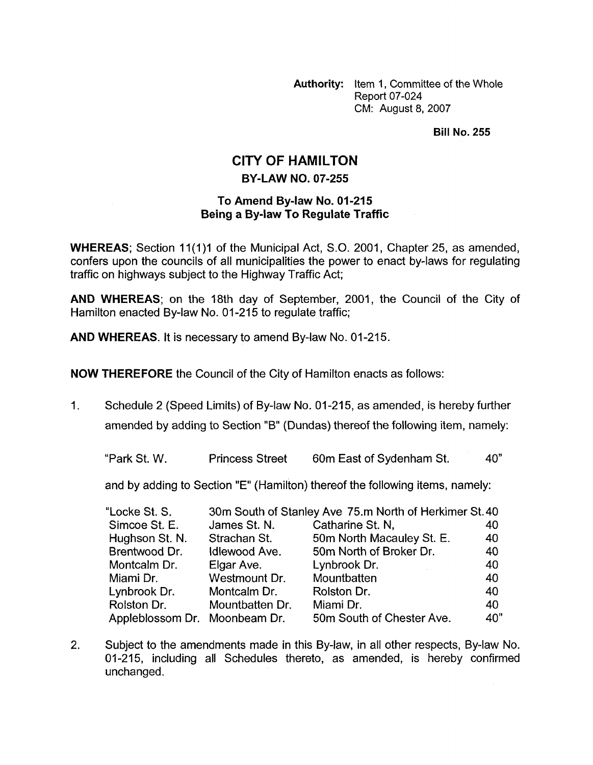**Authority:** Item 1, Committee of the Whole
Report 07-024
CM: August 8, 2007

**Bill No. 255**

# CITY OF HAMILTON

## BY-LAW NO. 07-255

### To Amend By-law No. 01-215 Being a By-law To Regulate Traffic

**WHEREAS**; Section 11(1)1 of the Municipal Act, S.O. 2001, Chapter 25, as amended, confers upon the councils of all municipalities the power to enact by-laws for regulating traffic on highways subject to the Highway Traffic Act;

**AND WHEREAS**; on the 18th day of September, 2001, the Council of the City of Hamilton enacted By-law No. 01-215 to regulate traffic;

**AND WHEREAS**. It is necessary to amend By-law No. 01-215.

**NOW THEREFORE** the Council of the City of Hamilton enacts as follows:

1. Schedule 2 (Speed Limits) of By-law No. 01-215, as amended, is hereby further amended by adding to Section "B" (Dundas) thereof the following item, namely:

| | | | |
|---|---|---|---|
| "Park St. W. | Princess Street | 60m East of Sydenham St. | 40" |

and by adding to Section "E" (Hamilton) thereof the following items, namely:

| | | | |
|---|---|---|---|
| "Locke St. S. | 30m South of Stanley Ave | 75.m North of Herkimer St. | 40 |
| Simcoe St. E. | James St. N. | Catharine St. N, | 40 |
| Hughson St. N. | Strachan St. | 50m North Macauley St. E. | 40 |
| Brentwood Dr. | Idlewood Ave. | 50m North of Broker Dr. | 40 |
| Montcalm Dr. | Elgar Ave. | Lynbrook Dr. | 40 |
| Miami Dr. | Westmount Dr. | Mountbatten | 40 |
| Lynbrook Dr. | Montcalm Dr. | Rolston Dr. | 40 |
| Rolston Dr. | Mountbatten Dr. | Miami Dr. | 40 |
| Appleblossom Dr. | Moonbeam Dr. | 50m South of Chester Ave. | 40" |

2. Subject to the amendments made in this By-law, in all other respects, By-law No. 01-215, including all Schedules thereto, as amended, is hereby confirmed unchanged.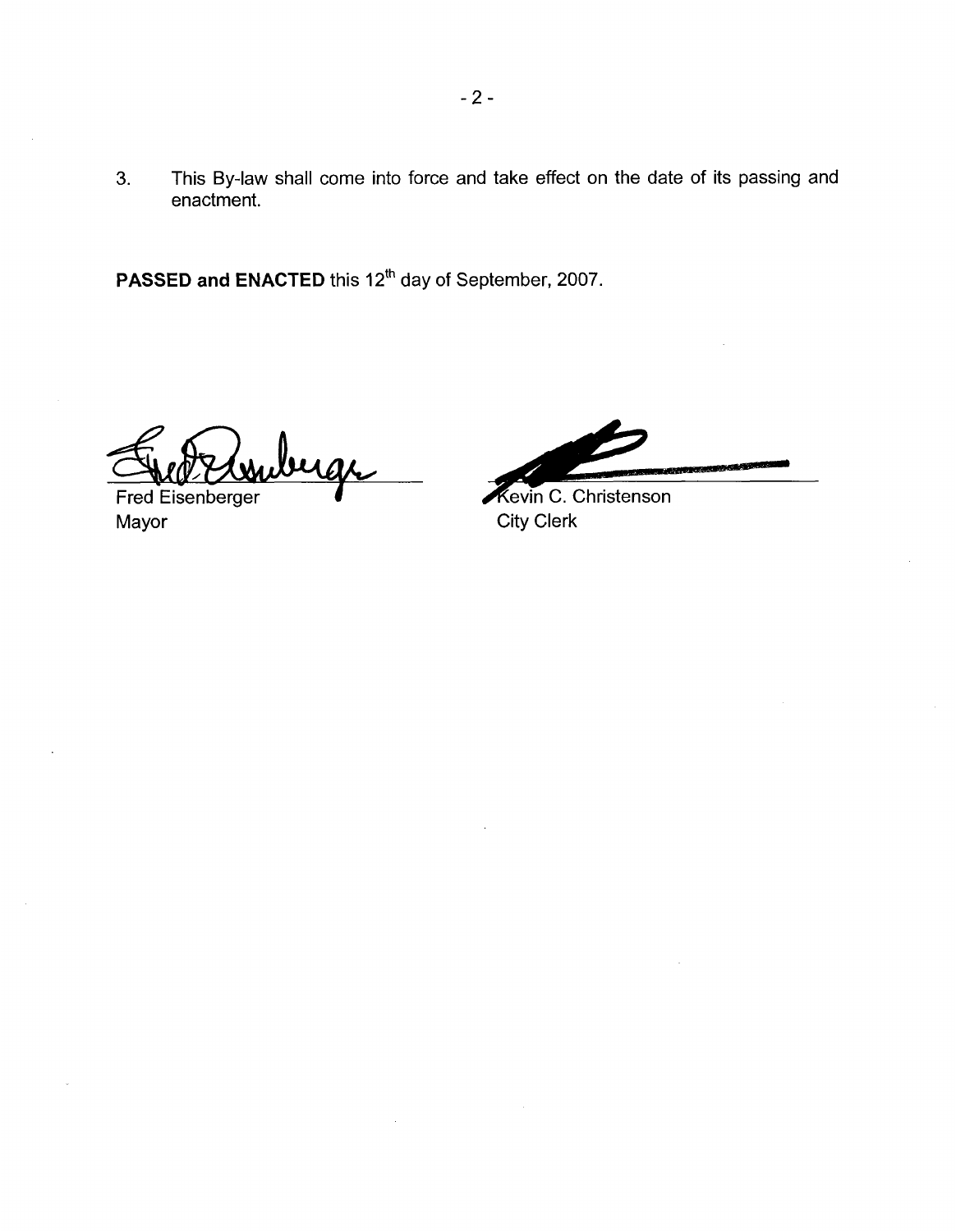3. This By-law shall come into force and take effect on the date of its passing and enactment.

**PASSED and ENACTED** this 12th day of September, 2007.

Fred Eisenberger
Mayor

Kevin C. Christenson
City Clerk